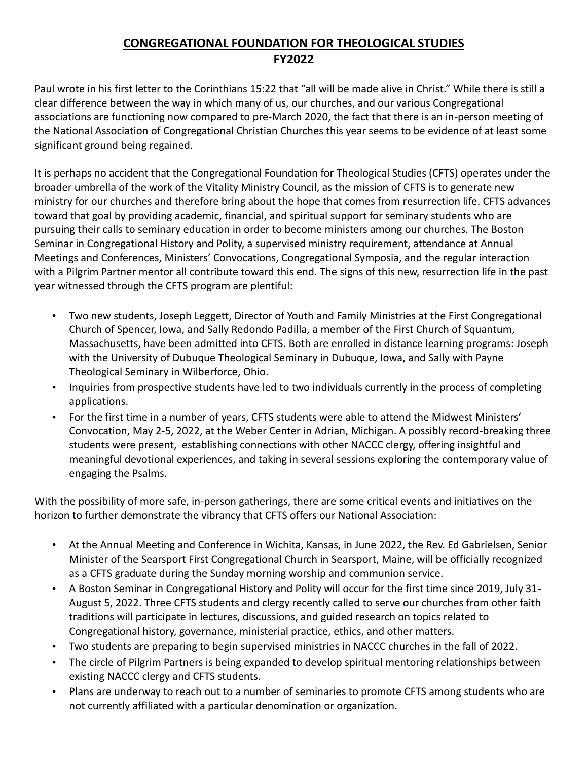# CONGREGATIONAL FOUNDATION FOR THEOLOGICAL STUDIES
# FY2022

Paul wrote in his first letter to the Corinthians 15:22 that "all will be made alive in Christ." While there is still a clear difference between the way in which many of us, our churches, and our various Congregational associations are functioning now compared to pre-March 2020, the fact that there is an in-person meeting of the National Association of Congregational Christian Churches this year seems to be evidence of at least some significant ground being regained.

It is perhaps no accident that the Congregational Foundation for Theological Studies (CFTS) operates under the broader umbrella of the work of the Vitality Ministry Council, as the mission of CFTS is to generate new ministry for our churches and therefore bring about the hope that comes from resurrection life. CFTS advances toward that goal by providing academic, financial, and spiritual support for seminary students who are pursuing their calls to seminary education in order to become ministers among our churches. The Boston Seminar in Congregational History and Polity, a supervised ministry requirement, attendance at Annual Meetings and Conferences, Ministers' Convocations, Congregational Symposia, and the regular interaction with a Pilgrim Partner mentor all contribute toward this end. The signs of this new, resurrection life in the past year witnessed through the CFTS program are plentiful:

- Two new students, Joseph Leggett, Director of Youth and Family Ministries at the First Congregational Church of Spencer, Iowa, and Sally Redondo Padilla, a member of the First Church of Squantum, Massachusetts, have been admitted into CFTS. Both are enrolled in distance learning programs: Joseph with the University of Dubuque Theological Seminary in Dubuque, Iowa, and Sally with Payne Theological Seminary in Wilberforce, Ohio.
- Inquiries from prospective students have led to two individuals currently in the process of completing applications.
- For the first time in a number of years, CFTS students were able to attend the Midwest Ministers' Convocation, May 2-5, 2022, at the Weber Center in Adrian, Michigan. A possibly record-breaking three students were present, establishing connections with other NACCC clergy, offering insightful and meaningful devotional experiences, and taking in several sessions exploring the contemporary value of engaging the Psalms.

With the possibility of more safe, in-person gatherings, there are some critical events and initiatives on the horizon to further demonstrate the vibrancy that CFTS offers our National Association:

- At the Annual Meeting and Conference in Wichita, Kansas, in June 2022, the Rev. Ed Gabrielsen, Senior Minister of the Searsport First Congregational Church in Searsport, Maine, will be officially recognized as a CFTS graduate during the Sunday morning worship and communion service.
- A Boston Seminar in Congregational History and Polity will occur for the first time since 2019, July 31-August 5, 2022. Three CFTS students and clergy recently called to serve our churches from other faith traditions will participate in lectures, discussions, and guided research on topics related to Congregational history, governance, ministerial practice, ethics, and other matters.
- Two students are preparing to begin supervised ministries in NACCC churches in the fall of 2022.
- The circle of Pilgrim Partners is being expanded to develop spiritual mentoring relationships between existing NACCC clergy and CFTS students.
- Plans are underway to reach out to a number of seminaries to promote CFTS among students who are not currently affiliated with a particular denomination or organization.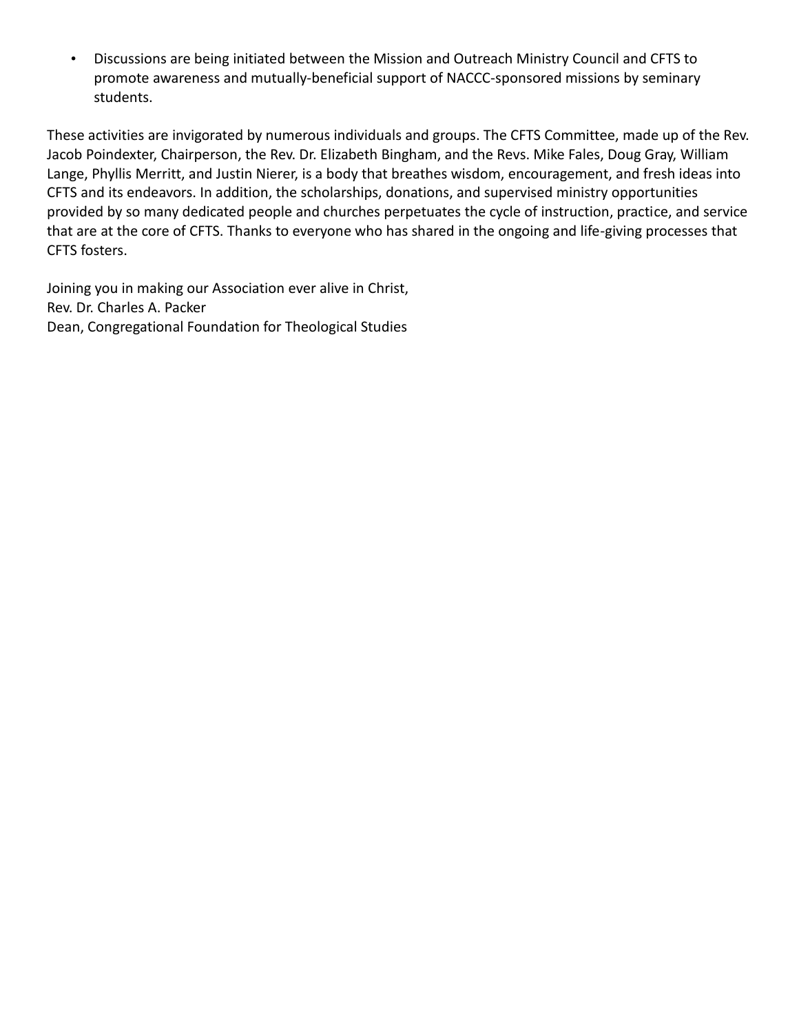- Discussions are being initiated between the Mission and Outreach Ministry Council and CFTS to promote awareness and mutually-beneficial support of NACCC-sponsored missions by seminary students.

These activities are invigorated by numerous individuals and groups. The CFTS Committee, made up of the Rev. Jacob Poindexter, Chairperson, the Rev. Dr. Elizabeth Bingham, and the Revs. Mike Fales, Doug Gray, William Lange, Phyllis Merritt, and Justin Nierer, is a body that breathes wisdom, encouragement, and fresh ideas into CFTS and its endeavors. In addition, the scholarships, donations, and supervised ministry opportunities provided by so many dedicated people and churches perpetuates the cycle of instruction, practice, and service that are at the core of CFTS. Thanks to everyone who has shared in the ongoing and life-giving processes that CFTS fosters.

Joining you in making our Association ever alive in Christ,
Rev. Dr. Charles A. Packer
Dean, Congregational Foundation for Theological Studies